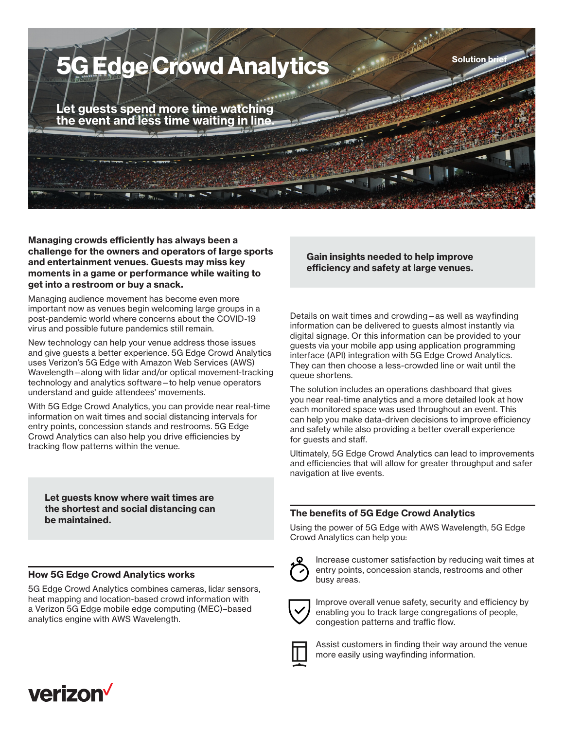# 5G Edge Crowd Analytics

Solution brief

**Let guests spend more time watching the event and less time waiting in line.**

**Managing crowds efficiently has always been a challenge for the owners and operators of large sports and entertainment venues. Guests may miss key moments in a game or performance while waiting to get into a restroom or buy a snack.**

Managing audience movement has become even more important now as venues begin welcoming large groups in a post-pandemic world where concerns about the COVID-19 virus and possible future pandemics still remain.

New technology can help your venue address those issues and give guests a better experience. 5G Edge Crowd Analytics uses Verizon's 5G Edge with Amazon Web Services (AWS) Wavelength—along with lidar and/or optical movement-tracking technology and analytics software—to help venue operators understand and guide attendees' movements.

With 5G Edge Crowd Analytics, you can provide near real-time information on wait times and social distancing intervals for entry points, concession stands and restrooms. 5G Edge Crowd Analytics can also help you drive efficiencies by tracking flow patterns within the venue.

**Let guests know where wait times are the shortest and social distancing can be maintained.**

## How 5G Edge Crowd Analytics works

5G Edge Crowd Analytics combines cameras, lidar sensors, heat mapping and location-based crowd information with a Verizon 5G Edge mobile edge computing (MEC)–based analytics engine with AWS Wavelength.

**Gain insights needed to help improve efficiency and safety at large venues.**

Details on wait times and crowding—as well as wayfinding information can be delivered to guests almost instantly via digital signage. Or this information can be provided to your guests via your mobile app using application programming interface (API) integration with 5G Edge Crowd Analytics. They can then choose a less-crowded line or wait until the queue shortens.

The solution includes an operations dashboard that gives you near real-time analytics and a more detailed look at how each monitored space was used throughout an event. This can help you make data-driven decisions to improve efficiency and safety while also providing a better overall experience for guests and staff.

Ultimately, 5G Edge Crowd Analytics can lead to improvements and efficiencies that will allow for greater throughput and safer navigation at live events.

## The benefits of 5G Edge Crowd Analytics

Using the power of 5G Edge with AWS Wavelength, 5G Edge Crowd Analytics can help you:

- Increase customer satisfaction by reducing wait times at entry points, concession stands, restrooms and other busy areas.
- Improve overall venue safety, security and efficiency by enabling you to track large congregations of people, congestion patterns and traffic flow.
- Assist customers in finding their way around the venue more easily using wayfinding information.

verizon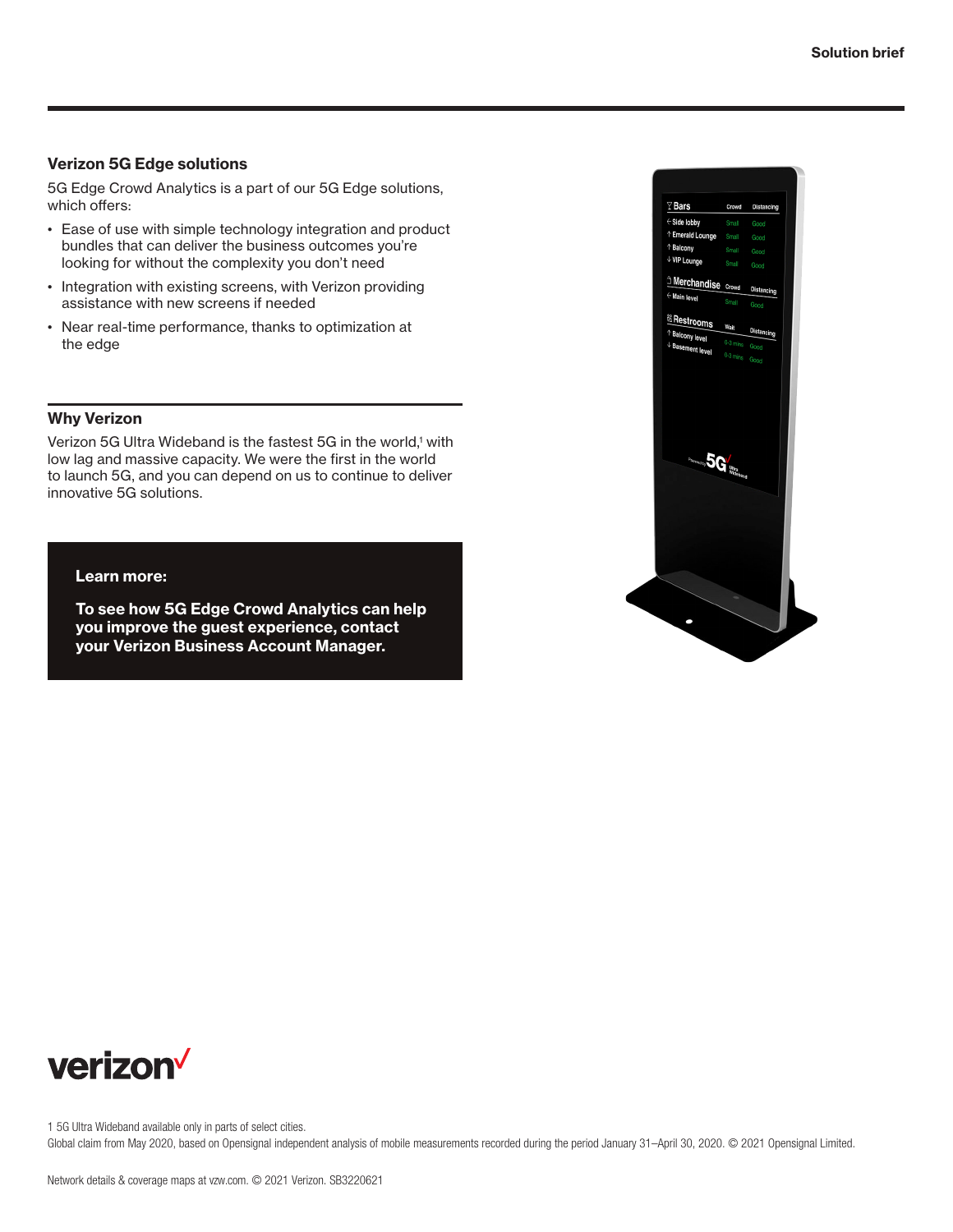## Verizon 5G Edge solutions

5G Edge Crowd Analytics is a part of our 5G Edge solutions, which offers:

- Ease of use with simple technology integration and product bundles that can deliver the business outcomes you're looking for without the complexity you don't need
- Integration with existing screens, with Verizon providing assistance with new screens if needed
- Near real-time performance, thanks to optimization at the edge

## Why Verizon

Verizon 5G Ultra Wideband is the fastest 5G in the world,[1] with low lag and massive capacity. We were the first in the world to launch 5G, and you can depend on us to continue to deliver innovative 5G solutions.

**Learn more:**

**To see how 5G Edge Crowd Analytics can help you improve the guest experience, contact your Verizon Business Account Manager.**

verizon

1 5G Ultra Wideband available only in parts of select cities.
Global claim from May 2020, based on Opensignal independent analysis of mobile measurements recorded during the period January 31–April 30, 2020. © 2021 Opensignal Limited.

Network details & coverage maps at vzw.com. © 2021 Verizon. SB3220621